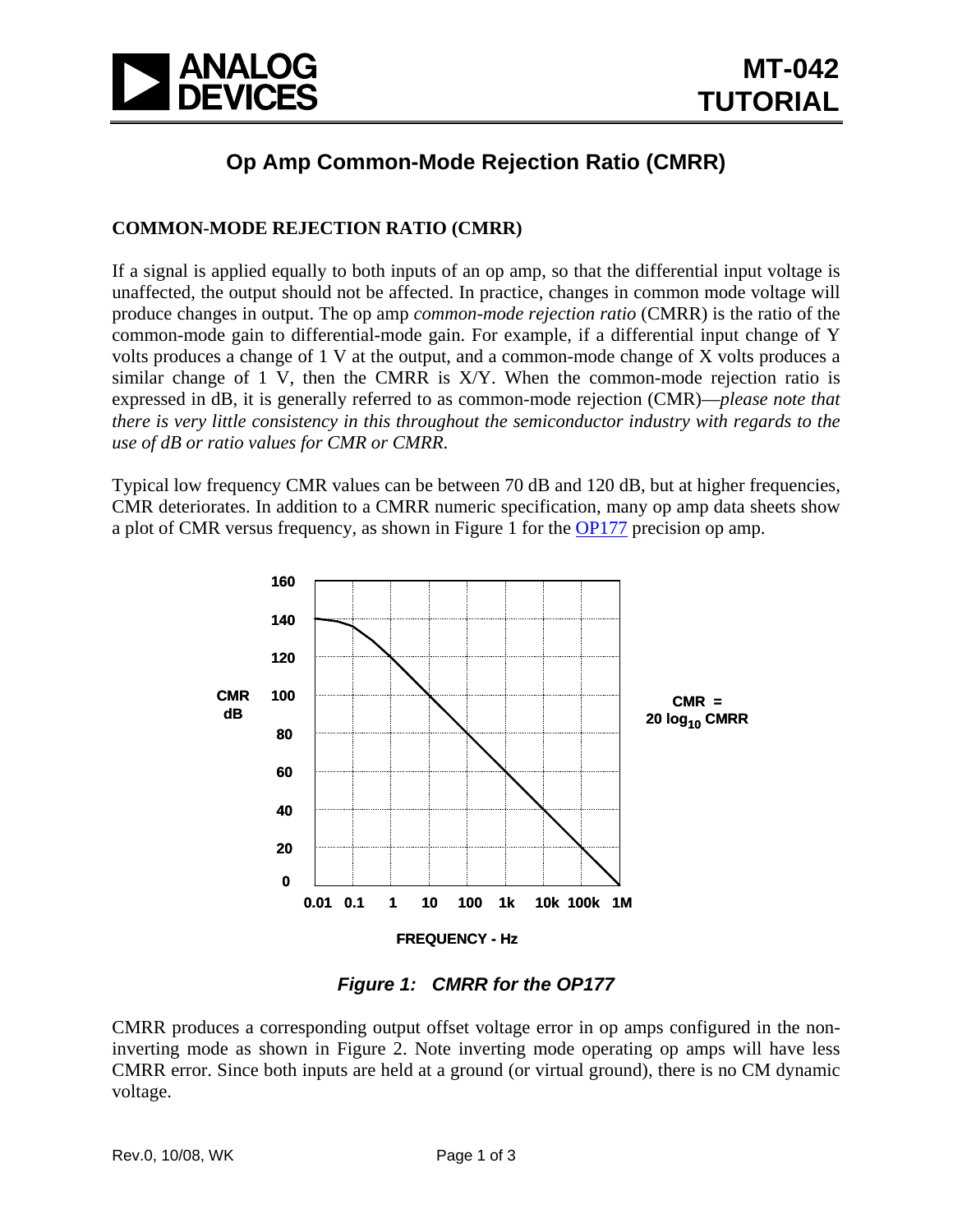# MT-042 TUTORIAL

## Op Amp Common-Mode Rejection Ratio (CMRR)

### COMMON-MODE REJECTION RATIO (CMRR)

If a signal is applied equally to both inputs of an op amp, so that the differential input voltage is unaffected, the output should not be affected. In practice, changes in common mode voltage will produce changes in output. The op amp *common-mode rejection ratio* (CMRR) is the ratio of the common-mode gain to differential-mode gain. For example, if a differential input change of Y volts produces a change of 1 V at the output, and a common-mode change of X volts produces a similar change of 1 V, then the CMRR is X/Y. When the common-mode rejection ratio is expressed in dB, it is generally referred to as common-mode rejection (CMR)—*please note that there is very little consistency in this throughout the semiconductor industry with regards to the use of dB or ratio values for CMR or CMRR.*

Typical low frequency CMR values can be between 70 dB and 120 dB, but at higher frequencies, CMR deteriorates. In addition to a CMRR numeric specification, many op amp data sheets show a plot of CMR versus frequency, as shown in Figure 1 for the OP177 precision op amp.

CMR dB

160
140
120
100
80
60
40
20
0

0.01 0.1 1 10 100 1k 10k 100k 1M

FREQUENCY - Hz

CMR = $20 \log_{10}$ CMRR

*Figure 1: CMRR for the OP177*

CMRR produces a corresponding output offset voltage error in op amps configured in the non-inverting mode as shown in Figure 2. Note inverting mode operating op amps will have less CMRR error. Since both inputs are held at a ground (or virtual ground), there is no CM dynamic voltage.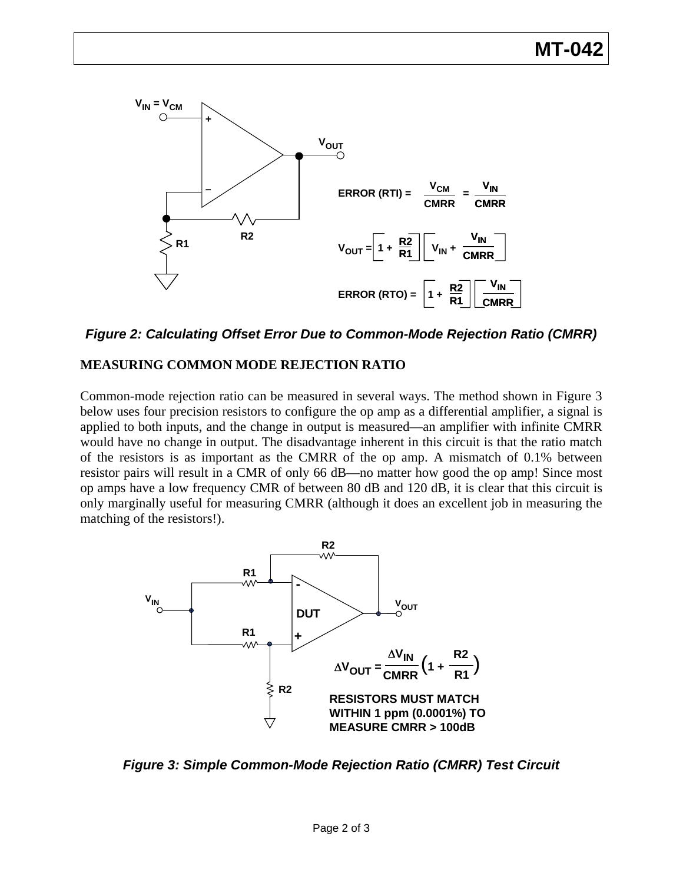$$\text{ERROR (RTI)} = \frac{V_{CM}}{\text{CMRR}} = \frac{V_{IN}}{\text{CMRR}}$$

$$V_{OUT} = \left[1 + \frac{R2}{R1}\right]\left[V_{IN} + \frac{V_{IN}}{\text{CMRR}}\right]$$

$$\text{ERROR (RTO)} = \left[1 + \frac{R2}{R1}\right]\left[\frac{V_{IN}}{\text{CMRR}}\right]$$

***Figure 2: Calculating Offset Error Due to Common-Mode Rejection Ratio (CMRR)***

**MEASURING COMMON MODE REJECTION RATIO**

Common-mode rejection ratio can be measured in several ways. The method shown in Figure 3 below uses four precision resistors to configure the op amp as a differential amplifier, a signal is applied to both inputs, and the change in output is measured—an amplifier with infinite CMRR would have no change in output. The disadvantage inherent in this circuit is that the ratio match of the resistors is as important as the CMRR of the op amp. A mismatch of 0.1% between resistor pairs will result in a CMR of only 66 dB—no matter how good the op amp! Since most op amps have a low frequency CMR of between 80 dB and 120 dB, it is clear that this circuit is only marginally useful for measuring CMRR (although it does an excellent job in measuring the matching of the resistors!).

$$\Delta V_{OUT} = \frac{\Delta V_{IN}}{\text{CMRR}}\left(1 + \frac{R2}{R1}\right)$$

RESISTORS MUST MATCH WITHIN 1 ppm (0.0001%) TO MEASURE CMRR > 100dB

***Figure 3: Simple Common-Mode Rejection Ratio (CMRR) Test Circuit***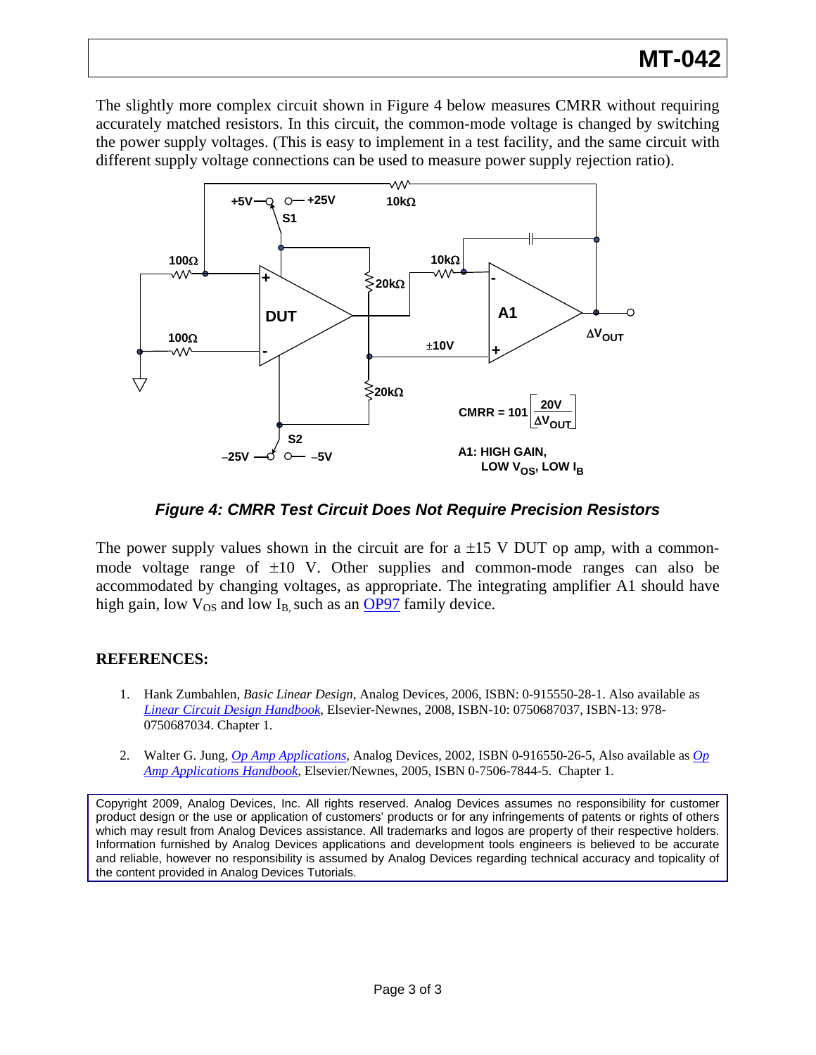The slightly more complex circuit shown in Figure 4 below measures CMRR without requiring accurately matched resistors. In this circuit, the common-mode voltage is changed by switching the power supply voltages. (This is easy to implement in a test facility, and the same circuit with different supply voltage connections can be used to measure power supply rejection ratio).

+5V
+25V
S1
10kΩ
100Ω
20kΩ
10kΩ
DUT
A1
100Ω
±10V
ΔV_OUT
20kΩ
S2
–25V
–5V

$$CMRR = 101 \left[ \frac{20V}{\Delta V_{OUT}} \right]$$

A1: HIGH GAIN,
LOW $V_{OS}$, LOW $I_B$

***Figure 4: CMRR Test Circuit Does Not Require Precision Resistors***

The power supply values shown in the circuit are for a ±15 V DUT op amp, with a common-mode voltage range of ±10 V. Other supplies and common-mode ranges can also be accommodated by changing voltages, as appropriate. The integrating amplifier A1 should have high gain, low $V_{OS}$ and low $I_B$, such as an OP97 family device.

## REFERENCES:

1. Hank Zumbahlen, *Basic Linear Design*, Analog Devices, 2006, ISBN: 0-915550-28-1. Also available as *Linear Circuit Design Handbook*, Elsevier-Newnes, 2008, ISBN-10: 0750687037, ISBN-13: 978-0750687034. Chapter 1.

2. Walter G. Jung, *Op Amp Applications*, Analog Devices, 2002, ISBN 0-916550-26-5, Also available as *Op Amp Applications Handbook*, Elsevier/Newnes, 2005, ISBN 0-7506-7844-5. Chapter 1.

Copyright 2009, Analog Devices, Inc. All rights reserved. Analog Devices assumes no responsibility for customer product design or the use or application of customers' products or for any infringements of patents or rights of others which may result from Analog Devices assistance. All trademarks and logos are property of their respective holders. Information furnished by Analog Devices applications and development tools engineers is believed to be accurate and reliable, however no responsibility is assumed by Analog Devices regarding technical accuracy and topicality of the content provided in Analog Devices Tutorials.